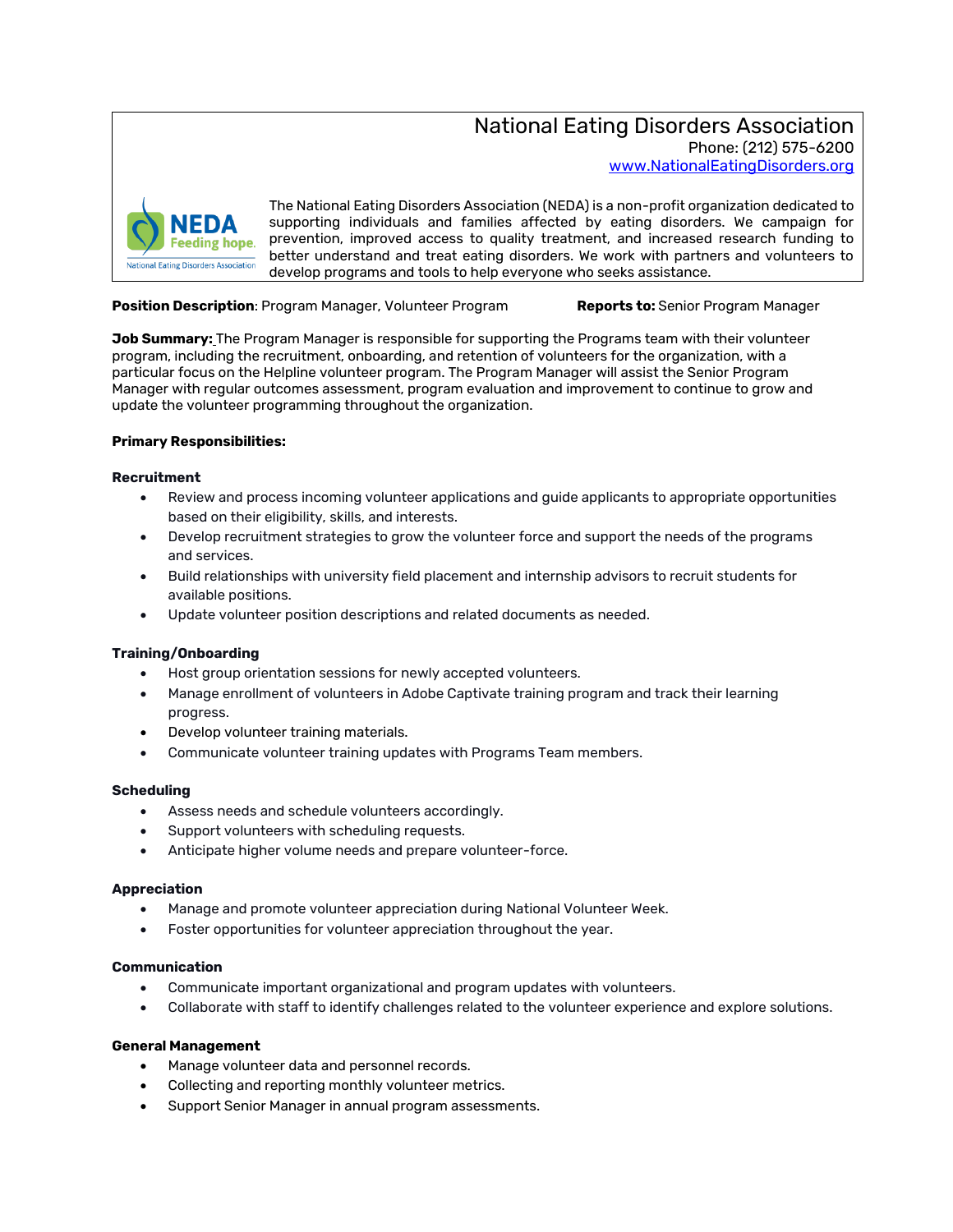# National Eating Disorders Association

Phone: (212) 575-6200

www.NationalEatingDisorders.org

The National Eating Disorders Association (NEDA) is a non-profit organization dedicated to supporting individuals and families affected by eating disorders. We campaign for prevention, improved access to quality treatment, and increased research funding to better understand and treat eating disorders. We work with partners and volunteers to develop programs and tools to help everyone who seeks assistance.

**Position Description**: Program Manager, Volunteer Program **Reports to:** Senior Program Manager

**Job Summary:** The Program Manager is responsible for supporting the Programs team with their volunteer program, including the recruitment, onboarding, and retention of volunteers for the organization, with a particular focus on the Helpline volunteer program. The Program Manager will assist the Senior Program Manager with regular outcomes assessment, program evaluation and improvement to continue to grow and update the volunteer programming throughout the organization.

**Primary Responsibilities:**

**Recruitment**

- Review and process incoming volunteer applications and guide applicants to appropriate opportunities based on their eligibility, skills, and interests.
- Develop recruitment strategies to grow the volunteer force and support the needs of the programs and services.
- Build relationships with university field placement and internship advisors to recruit students for available positions.
- Update volunteer position descriptions and related documents as needed.

**Training/Onboarding**

- Host group orientation sessions for newly accepted volunteers.
- Manage enrollment of volunteers in Adobe Captivate training program and track their learning progress.
- Develop volunteer training materials.
- Communicate volunteer training updates with Programs Team members.

**Scheduling**

- Assess needs and schedule volunteers accordingly.
- Support volunteers with scheduling requests.
- Anticipate higher volume needs and prepare volunteer-force.

**Appreciation**

- Manage and promote volunteer appreciation during National Volunteer Week.
- Foster opportunities for volunteer appreciation throughout the year.

**Communication**

- Communicate important organizational and program updates with volunteers.
- Collaborate with staff to identify challenges related to the volunteer experience and explore solutions.

**General Management**

- Manage volunteer data and personnel records.
- Collecting and reporting monthly volunteer metrics.
- Support Senior Manager in annual program assessments.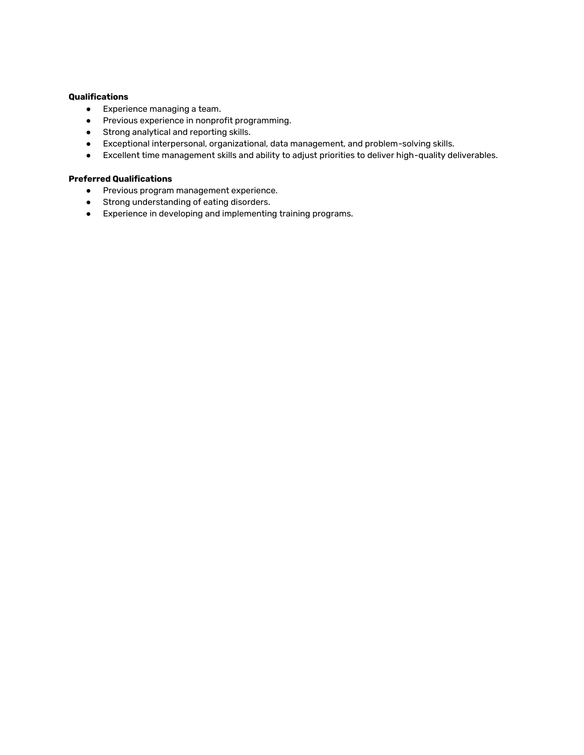**Qualifications**

- Experience managing a team.
- Previous experience in nonprofit programming.
- Strong analytical and reporting skills.
- Exceptional interpersonal, organizational, data management, and problem-solving skills.
- Excellent time management skills and ability to adjust priorities to deliver high-quality deliverables.

**Preferred Qualifications**

- Previous program management experience.
- Strong understanding of eating disorders.
- Experience in developing and implementing training programs.